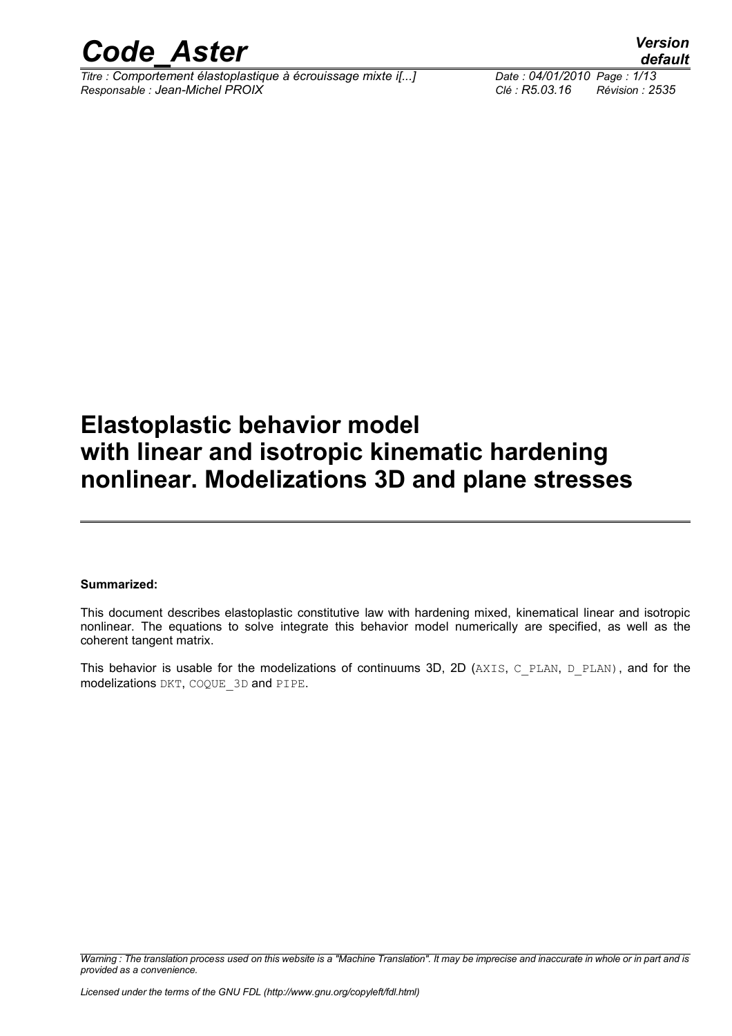# Elastoplastic behavior model with linear and isotropic kinematic hardening nonlinear. Modelizations 3D and plane stresses

**Summarized:**

This document describes elastoplastic constitutive law with hardening mixed, kinematical linear and isotropic nonlinear. The equations to solve integrate this behavior model numerically are specified, as well as the coherent tangent matrix.

This behavior is usable for the modelizations of continuums 3D, 2D (AXIS, C_PLAN, D_PLAN), and for the modelizations DKT, COQUE_3D and PIPE.

*Warning : The translation process used on this website is a "Machine Translation". It may be imprecise and inaccurate in whole or in part and is provided as a convenience.*

*Licensed under the terms of the GNU FDL (http://www.gnu.org/copyleft/fdl.html)*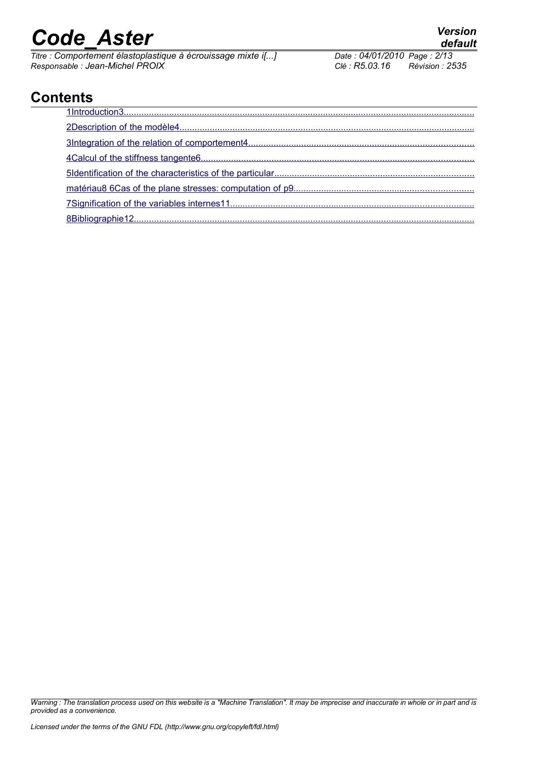## Contents

1Introduction3
2Description of the modèle4
3Integration of the relation of comportement4
4Calcul of the stiffness tangente6
5Identification of the characteristics of the particular
matériau8 6Cas of the plane stresses: computation of p9
7Signification of the variables internes11
8Bibliographie12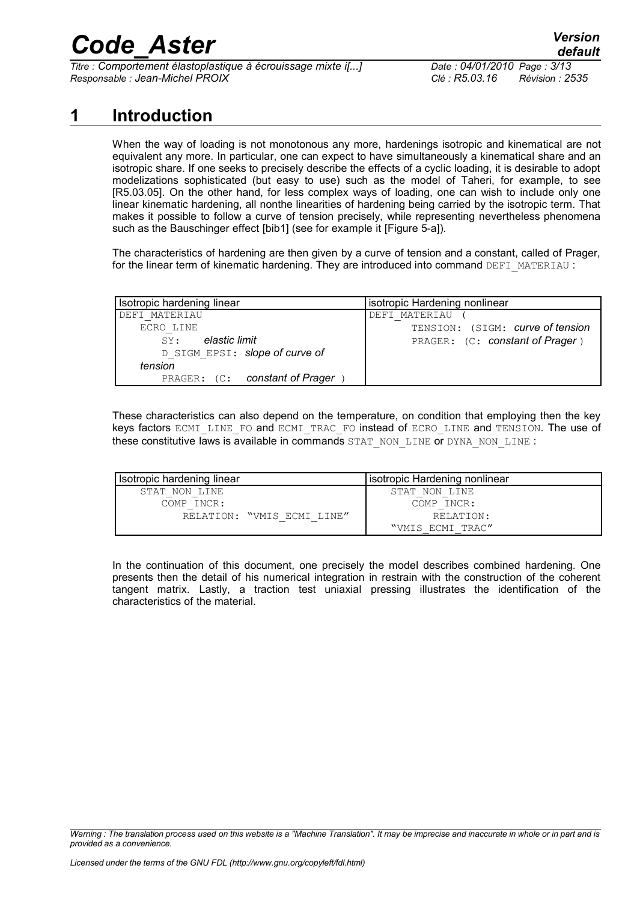# 1 Introduction

When the way of loading is not monotonous any more, hardenings isotropic and kinematical are not equivalent any more. In particular, one can expect to have simultaneously a kinematical share and an isotropic share. If one seeks to precisely describe the effects of a cyclic loading, it is desirable to adopt modelizations sophisticated (but easy to use) such as the model of Taheri, for example, to see [R5.03.05]. On the other hand, for less complex ways of loading, one can wish to include only one linear kinematic hardening, all nonthe linearities of hardening being carried by the isotropic term. That makes it possible to follow a curve of tension precisely, while representing nevertheless phenomena such as the Bauschinger effect [bib1] (see for example it [Figure 5-a]).

The characteristics of hardening are then given by a curve of tension and a constant, called of Prager, for the linear term of kinematic hardening. They are introduced into command DEFI_MATERIAU :

| Isotropic hardening linear | isotropic Hardening nonlinear |
|---|---|
| DEFI_MATERIAU<br>ECRO_LINE<br>SY: *elastic limit*<br>D_SIGM_EPSI: *slope of curve of tension*<br>PRAGER: (C: *constant of Prager* ) | DEFI_MATERIAU (<br>TENSION: (SIGM: *curve of tension*<br>PRAGER: (C: *constant of Prager* ) |

These characteristics can also depend on the temperature, on condition that employing then the key keys factors ECMI_LINE_FO and ECMI_TRAC_FO instead of ECRO_LINE and TENSION. The use of these constitutive laws is available in commands STAT_NON_LINE or DYNA_NON_LINE :

| Isotropic hardening linear | isotropic Hardening nonlinear |
|---|---|
| STAT_NON_LINE<br>COMP_INCR:<br>RELATION: "VMIS_ECMI_LINE" | STAT_NON_LINE<br>COMP_INCR:<br>RELATION:<br>"VMIS_ECMI_TRAC" |

In the continuation of this document, one precisely the model describes combined hardening. One presents then the detail of his numerical integration in restrain with the construction of the coherent tangent matrix. Lastly, a traction test uniaxial pressing illustrates the identification of the characteristics of the material.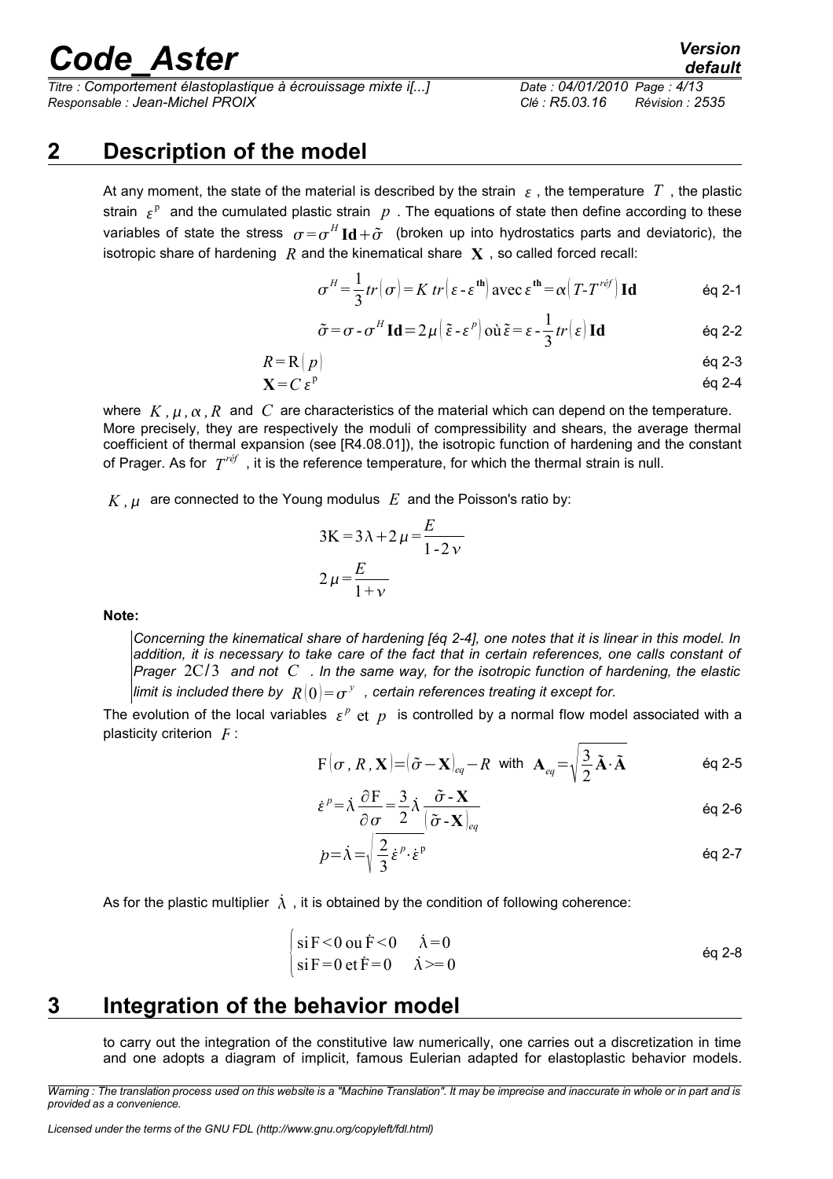## 2 Description of the model

At any moment, the state of the material is described by the strain $\varepsilon$, the temperature $T$, the plastic strain $\varepsilon^{p}$ and the cumulated plastic strain $p$. The equations of state then define according to these variables of state the stress $\sigma=\sigma^{H}\mathbf{Id}+\tilde{\sigma}$ (broken up into hydrostatics parts and deviatoric), the isotropic share of hardening $R$ and the kinematical share $\mathbf{X}$, so called forced recall:

$$\sigma^{H}=\frac{1}{3}tr(\sigma)=K\,tr(\varepsilon-\varepsilon^{\mathbf{th}})\text{ avec }\varepsilon^{\mathbf{th}}=\alpha(T\text{-}T^{réf})\mathbf{Id} \qquad \text{éq 2-1}$$

$$\tilde{\sigma}=\sigma-\sigma^{H}\mathbf{Id}=2\mu(\tilde{\varepsilon}-\varepsilon^{p})\text{ où }\tilde{\varepsilon}=\varepsilon-\frac{1}{3}tr(\varepsilon)\mathbf{Id} \qquad \text{éq 2-2}$$

$$R=\mathrm{R}(p) \qquad \text{éq 2-3}$$

$$\mathbf{X}=C\,\varepsilon^{\mathrm{p}} \qquad \text{éq 2-4}$$

where $K,\mu,\alpha,R$ and $C$ are characteristics of the material which can depend on the temperature. More precisely, they are respectively the moduli of compressibility and shears, the average thermal coefficient of thermal expansion (see [R4.08.01]), the isotropic function of hardening and the constant of Prager. As for $T^{réf}$, it is the reference temperature, for which the thermal strain is null.

$K,\mu$ are connected to the Young modulus $E$ and the Poisson's ratio by:

$$3\mathrm{K}=3\lambda+2\mu=\frac{E}{1\text{-}2\nu}$$

$$2\mu=\frac{E}{1+\nu}$$

**Note:**

*Concerning the kinematical share of hardening [éq 2-4], one notes that it is linear in this model. In addition, it is necessary to take care of the fact that in certain references, one calls constant of Prager $2\mathrm{C}/3$ and not $C$. In the same way, for the isotropic function of hardening, the elastic limit is included there by $R(0)=\sigma^{y}$, certain references treating it except for.*

The evolution of the local variables $\varepsilon^{p}$ et $p$ is controlled by a normal flow model associated with a plasticity criterion $F$:

$$\mathrm{F}(\sigma,R,\mathbf{X})=(\tilde{\sigma}-\mathbf{X})_{eq}-R \text{ with } \mathbf{A}_{eq}=\sqrt{\frac{3}{2}\tilde{\mathbf{A}}\cdot\tilde{\mathbf{A}}} \qquad \text{éq 2-5}$$

$$\dot{\varepsilon}^{p}=\dot{\lambda}\frac{\partial\mathrm{F}}{\partial\sigma}=\frac{3}{2}\dot{\lambda}\frac{\tilde{\sigma}\text{-}\mathbf{X}}{(\tilde{\sigma}\text{-}\mathbf{X})_{eq}} \qquad \text{éq 2-6}$$

$$\dot{p}=\dot{\lambda}=\sqrt{\frac{2}{3}\dot{\varepsilon}^{p}\cdot\dot{\varepsilon}^{\mathrm{p}}} \qquad \text{éq 2-7}$$

As for the plastic multiplier $\dot{\lambda}$, it is obtained by the condition of following coherence:

$$\begin{cases}\text{si F}<0\text{ ou }\dot{\mathrm{F}}<0 & \dot{\lambda}=0\\ \text{si F}=0\text{ et }\dot{\mathrm{F}}=0 & \dot{\lambda}>=0\end{cases} \qquad \text{éq 2-8}$$

## 3 Integration of the behavior model

to carry out the integration of the constitutive law numerically, one carries out a discretization in time and one adopts a diagram of implicit, famous Eulerian adapted for elastoplastic behavior models.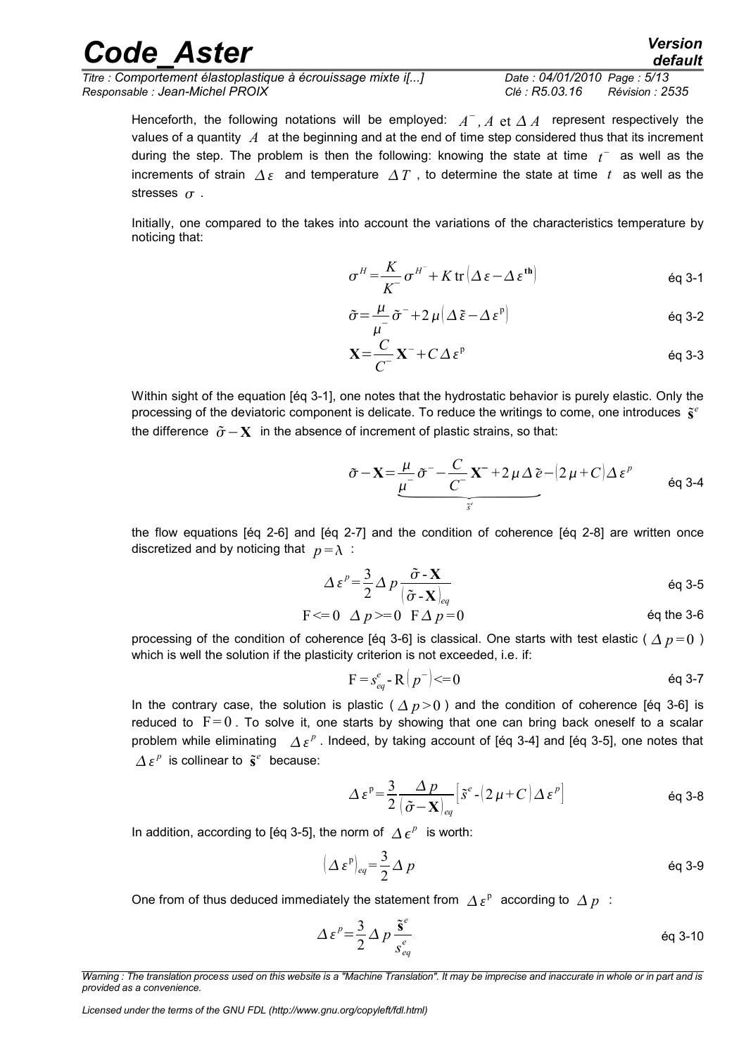Henceforth, the following notations will be employed: $A^{-}, A$ et $\Delta A$ represent respectively the values of a quantity $A$ at the beginning and at the end of time step considered thus that its increment during the step. The problem is then the following: knowing the state at time $t^{-}$ as well as the increments of strain $\Delta\varepsilon$ and temperature $\Delta T$, to determine the state at time $t$ as well as the stresses $\sigma$.

Initially, one compared to the takes into account the variations of the characteristics temperature by noticing that:

$$\sigma^{H}=\frac{K}{K^{-}}\sigma^{H^{-}}+K\operatorname{tr}\left(\Delta\varepsilon-\Delta\varepsilon^{\mathbf{th}}\right) \qquad \text{éq 3-1}$$

$$\tilde{\sigma}=\frac{\mu}{\mu^{-}}\tilde{\sigma}^{-}+2\mu\left(\Delta\tilde{\varepsilon}-\Delta\varepsilon^{\mathrm{p}}\right) \qquad \text{éq 3-2}$$

$$\mathbf{X}=\frac{C}{C^{-}}\mathbf{X}^{-}+C\Delta\varepsilon^{\mathrm{p}} \qquad \text{éq 3-3}$$

Within sight of the equation [éq 3-1], one notes that the hydrostatic behavior is purely elastic. Only the processing of the deviatoric component is delicate. To reduce the writings to come, one introduces $\tilde{\mathbf{s}}^{e}$ the difference $\tilde{\sigma}-\mathbf{X}$ in the absence of increment of plastic strains, so that:

$$\tilde{\sigma}-\mathbf{X}=\underbrace{\frac{\mu}{\mu^{-}}\tilde{\sigma}^{-}-\frac{C}{C^{-}}\mathbf{X}^{-}+2\mu\Delta\tilde{e}}_{\tilde{s}^{e}}-\left(2\mu+C\right)\Delta\varepsilon^{p} \qquad \text{éq 3-4}$$

the flow equations [éq 2-6] and [éq 2-7] and the condition of coherence [éq 2-8] are written once discretized and by noticing that $p=\lambda$ :

$$\Delta\varepsilon^{p}=\frac{3}{2}\Delta p\frac{\tilde{\sigma}-\mathbf{X}}{\left(\tilde{\sigma}-\mathbf{X}\right)_{eq}} \qquad \text{éq 3-5}$$

$$\mathrm{F}<=0 \quad \Delta p>=0 \quad \mathrm{F}\,\Delta p=0 \qquad \text{éq the 3-6}$$

processing of the condition of coherence [éq 3-6] is classical. One starts with test elastic ( $\Delta p=0$ ) which is well the solution if the plasticity criterion is not exceeded, i.e. if:

$$\mathrm{F}=s_{eq}^{e}-\mathrm{R}\left(p^{-}\right)<=0 \qquad \text{éq 3-7}$$

In the contrary case, the solution is plastic ( $\Delta p>0$ ) and the condition of coherence [éq 3-6] is reduced to $\mathrm{F}=0$. To solve it, one starts by showing that one can bring back oneself to a scalar problem while eliminating $\Delta\varepsilon^{p}$. Indeed, by taking account of [éq 3-4] and [éq 3-5], one notes that $\Delta\varepsilon^{p}$ is collinear to $\tilde{\mathbf{s}}^{e}$ because:

$$\Delta\varepsilon^{\mathrm{p}}=\frac{3}{2}\frac{\Delta p}{\left(\tilde{\sigma}-\mathbf{X}\right)_{eq}}\left[\tilde{s}^{e}-\left(2\mu+C\right)\Delta\varepsilon^{p}\right] \qquad \text{éq 3-8}$$

In addition, according to [éq 3-5], the norm of $\Delta\epsilon^{p}$ is worth:

$$\left(\Delta\varepsilon^{\mathrm{p}}\right)_{eq}=\frac{3}{2}\Delta p \qquad \text{éq 3-9}$$

One from of thus deduced immediately the statement from $\Delta\varepsilon^{\mathrm{p}}$ according to $\Delta p$ :

$$\Delta\varepsilon^{p}=\frac{3}{2}\Delta p\frac{\tilde{\mathbf{s}}^{e}}{s_{eq}^{e}} \qquad \text{éq 3-10}$$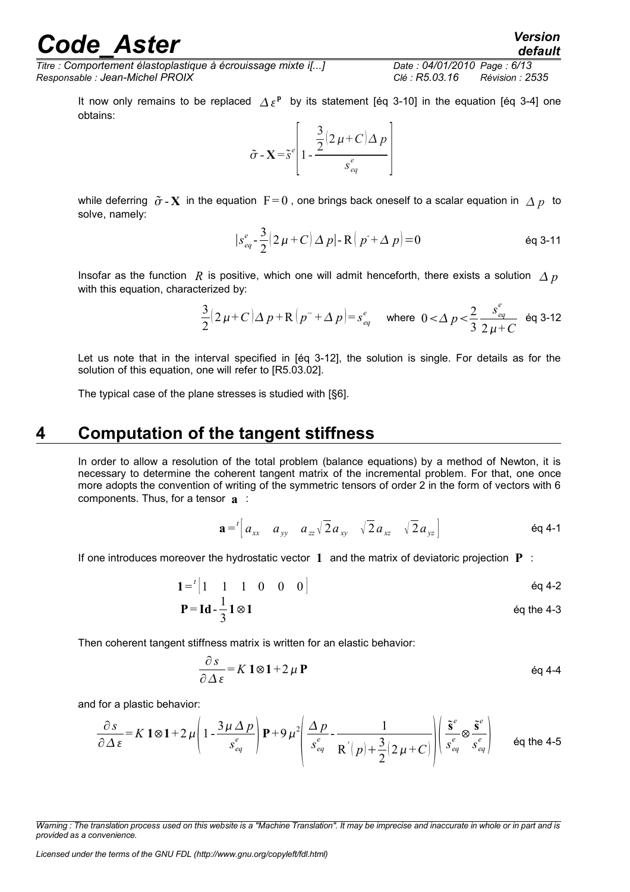It now only remains to be replaced $\Delta \varepsilon^{\mathbf{p}}$ by its statement [éq 3-10] in the equation [éq 3-4] one obtains:

$$\tilde{\sigma} - \mathbf{X} = \tilde{s}^{e} \left[ 1 - \frac{\frac{3}{2}(2\mu + C)\Delta p}{s^{e}_{eq}} \right]$$

while deferring $\tilde{\sigma} - \mathbf{X}$ in the equation $\mathrm{F} = 0$ , one brings back oneself to a scalar equation in $\Delta p$ to solve, namely:

$$|s^{e}_{eq} - \frac{3}{2}(2\mu + C)\Delta p| - \mathrm{R}(p^{-} + \Delta p) = 0 \qquad \text{éq 3-11}$$

Insofar as the function $R$ is positive, which one will admit henceforth, there exists a solution $\Delta p$ with this equation, characterized by:

$$\frac{3}{2}(2\mu + C)\Delta p + \mathrm{R}(p^{-} + \Delta p) = s^{e}_{eq} \quad \text{where } 0 < \Delta p < \frac{2}{3}\frac{s^{e}_{eq}}{2\mu + C} \qquad \text{éq 3-12}$$

Let us note that in the interval specified in [éq 3-12], the solution is single. For details as for the solution of this equation, one will refer to [R5.03.02].

The typical case of the plane stresses is studied with [§6].

# 4 Computation of the tangent stiffness

In order to allow a resolution of the total problem (balance equations) by a method of Newton, it is necessary to determine the coherent tangent matrix of the incremental problem. For that, one once more adopts the convention of writing of the symmetric tensors of order 2 in the form of vectors with 6 components. Thus, for a tensor $\mathbf{a}$ :

$$\mathbf{a} = {}^{t}\left[ a_{xx} \quad a_{yy} \quad a_{zz}\sqrt{2}a_{xy} \quad \sqrt{2}a_{xz} \quad \sqrt{2}a_{yz} \right] \qquad \text{éq 4-1}$$

If one introduces moreover the hydrostatic vector $\mathbf{1}$ and the matrix of deviatoric projection $\mathbf{P}$ :

$$\mathbf{1} = {}^{t}\left[ 1 \quad 1 \quad 1 \quad 0 \quad 0 \quad 0 \right] \qquad \text{éq 4-2}$$

$$\mathbf{P} = \mathbf{Id} - \frac{1}{3}\mathbf{1} \otimes \mathbf{1} \qquad \text{éq the 4-3}$$

Then coherent tangent stiffness matrix is written for an elastic behavior:

$$\frac{\partial s}{\partial \Delta \varepsilon} = K\, \mathbf{1} \otimes \mathbf{1} + 2\mu\, \mathbf{P} \qquad \text{éq 4-4}$$

and for a plastic behavior:

$$\frac{\partial s}{\partial \Delta \varepsilon} = K\, \mathbf{1} \otimes \mathbf{1} + 2\mu \left( 1 - \frac{3\mu \Delta p}{s^{e}_{eq}} \right) \mathbf{P} + 9\mu^{2} \left( \frac{\Delta p}{s^{e}_{eq}} - \frac{1}{\mathrm{R}'(p) + \frac{3}{2}(2\mu + C)} \right) \left( \frac{\tilde{\mathbf{s}}^{e}}{s^{e}_{eq}} \otimes \frac{\tilde{\mathbf{s}}^{e}}{s^{e}_{eq}} \right) \qquad \text{éq the 4-5}$$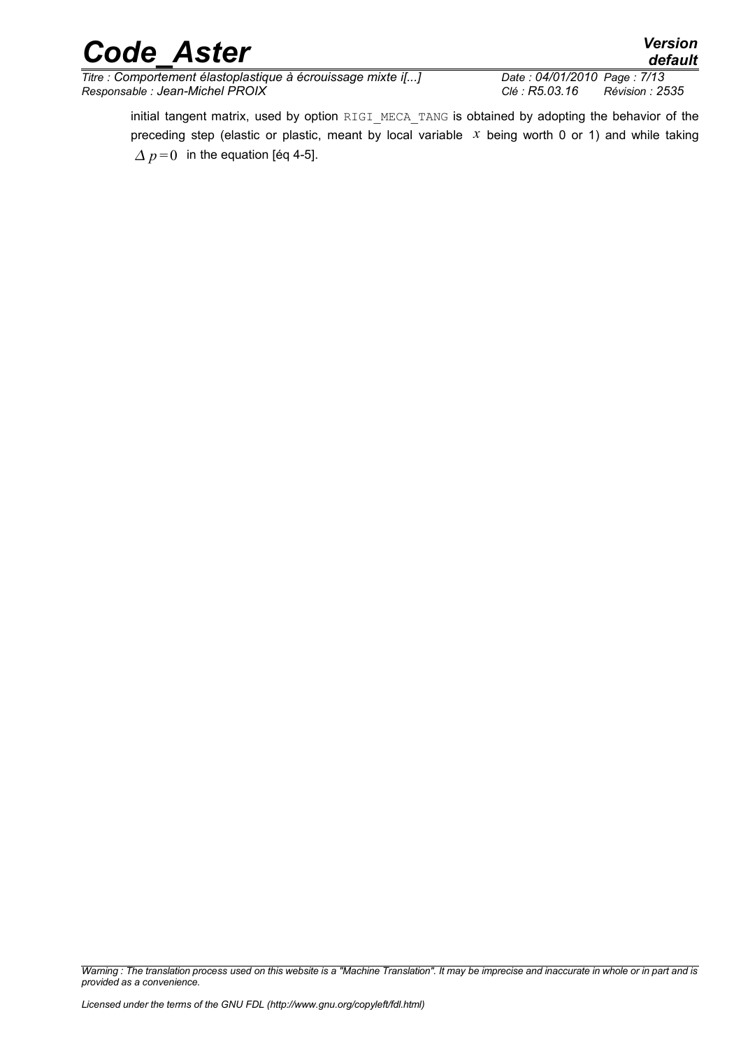initial tangent matrix, used by option RIGI_MECA_TANG is obtained by adopting the behavior of the preceding step (elastic or plastic, meant by local variable $x$ being worth 0 or 1) and while taking $\Delta p=0$ in the equation [éq 4-5].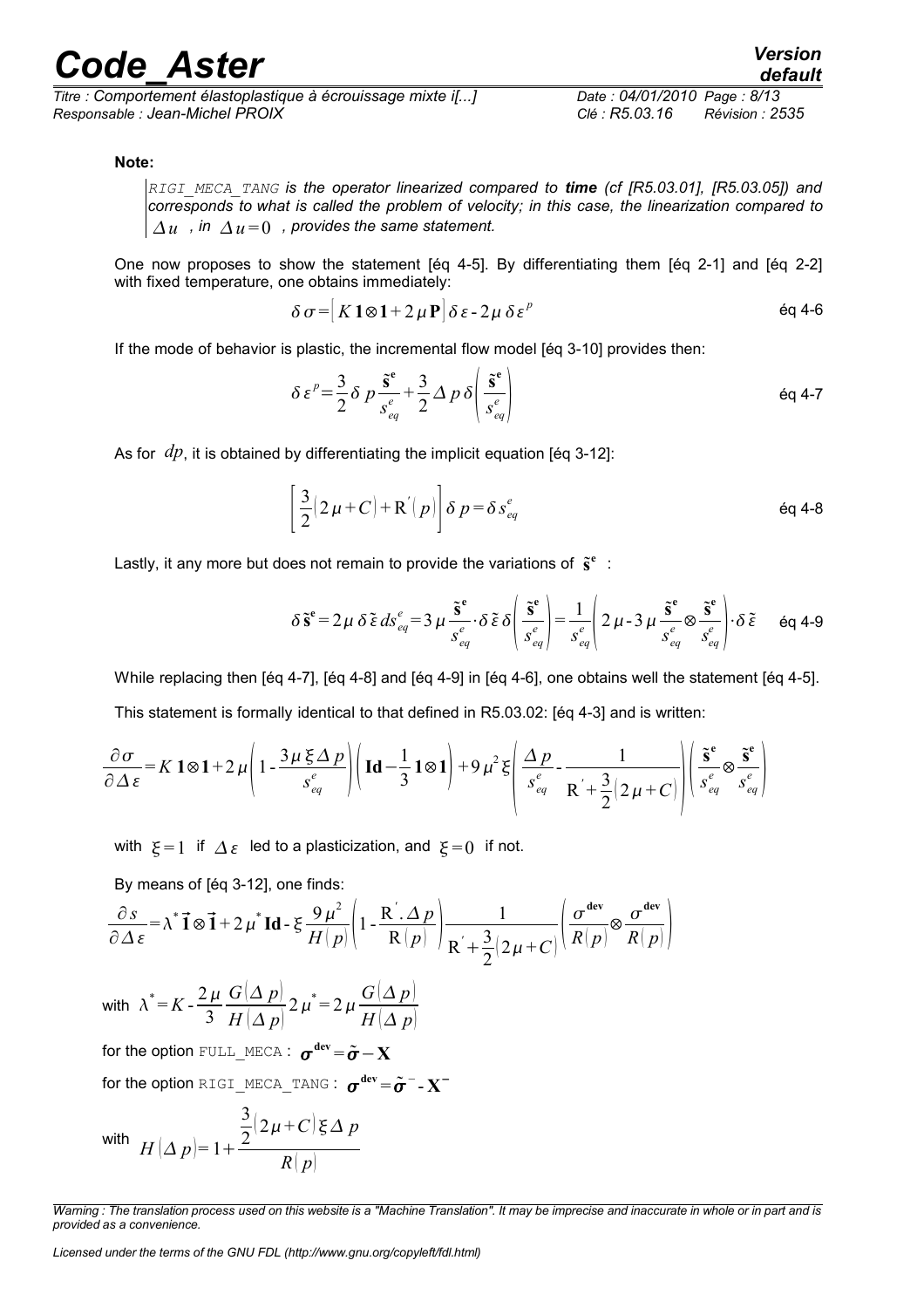**Note:**

> *RIGI_MECA_TANG* ***is the operator linearized compared to time (cf [R5.03.01], [R5.03.05]) and corresponds to what is called the problem of velocity; in this case, the linearization compared to*** $\Delta u$ ***, in*** $\Delta u = 0$ ***, provides the same statement.***

One now proposes to show the statement [éq 4-5]. By differentiating them [éq 2-1] and [éq 2-2] with fixed temperature, one obtains immediately:

$$\delta\sigma = \left[K\,\mathbf{1}\otimes\mathbf{1} + 2\mu\,\mathbf{P}\right]\delta\varepsilon - 2\mu\,\delta\varepsilon^{p} \qquad \text{éq 4-6}$$

If the mode of behavior is plastic, the incremental flow model [éq 3-10] provides then:

$$\delta\varepsilon^{p} = \frac{3}{2}\delta p\frac{\tilde{\mathbf{s}}^{\mathbf{e}}}{s_{eq}^{e}} + \frac{3}{2}\Delta p\,\delta\left(\frac{\tilde{\mathbf{s}}^{\mathbf{e}}}{s_{eq}^{e}}\right) \qquad \text{éq 4-7}$$

As for $dp$, it is obtained by differentiating the implicit equation [éq 3-12]:

$$\left[\frac{3}{2}(2\mu + C) + \mathrm{R}'(p)\right]\delta p = \delta s_{eq}^{e} \qquad \text{éq 4-8}$$

Lastly, it any more but does not remain to provide the variations of $\tilde{\mathbf{s}}^{\mathbf{e}}$ :

$$\delta\tilde{\mathbf{s}}^{\mathbf{e}} = 2\mu\,\delta\tilde{\varepsilon}\,ds_{eq}^{e} = 3\mu\frac{\tilde{\mathbf{s}}^{\mathbf{e}}}{s_{eq}^{e}}\cdot\delta\tilde{\varepsilon}\,\delta\left(\frac{\tilde{\mathbf{s}}^{\mathbf{e}}}{s_{eq}^{e}}\right) = \frac{1}{s_{eq}^{e}}\left(2\mu - 3\mu\frac{\tilde{\mathbf{s}}^{\mathbf{e}}}{s_{eq}^{e}}\otimes\frac{\tilde{\mathbf{s}}^{\mathbf{e}}}{s_{eq}^{e}}\right)\cdot\delta\tilde{\varepsilon} \qquad \text{éq 4-9}$$

While replacing then [éq 4-7], [éq 4-8] and [éq 4-9] in [éq 4-6], one obtains well the statement [éq 4-5].

This statement is formally identical to that defined in R5.03.02: [éq 4-3] and is written:

$$\frac{\partial\sigma}{\partial\Delta\varepsilon} = K\,\mathbf{1}\otimes\mathbf{1} + 2\mu\left(1 - \frac{3\mu\,\xi\,\Delta p}{s_{eq}^{e}}\right)\left(\mathbf{Id} - \frac{1}{3}\mathbf{1}\otimes\mathbf{1}\right) + 9\mu^{2}\xi\left(\frac{\Delta p}{s_{eq}^{e}} - \frac{1}{\mathrm{R}' + \frac{3}{2}(2\mu + C)}\right)\left(\frac{\tilde{\mathbf{s}}^{\mathbf{e}}}{s_{eq}^{e}}\otimes\frac{\tilde{\mathbf{s}}^{\mathbf{e}}}{s_{eq}^{e}}\right)$$

with $\xi = 1$ if $\Delta\varepsilon$ led to a plasticization, and $\xi = 0$ if not.

By means of [éq 3-12], one finds:

$$\frac{\partial s}{\partial\Delta\varepsilon} = \lambda^{*}\,\vec{\mathbf{1}}\otimes\vec{\mathbf{1}} + 2\mu^{*}\,\mathbf{Id} - \xi\frac{9\mu^{2}}{H(p)}\left(1 - \frac{\mathrm{R}'.\Delta p}{\mathrm{R}(p)}\right)\frac{1}{\mathrm{R}' + \frac{3}{2}(2\mu + C)}\left(\frac{\sigma^{\mathbf{dev}}}{R(p)}\otimes\frac{\sigma^{\mathbf{dev}}}{R(p)}\right)$$

with $\lambda^{*} = K - \frac{2\mu}{3}\frac{G(\Delta p)}{H(\Delta p)}\,2\mu^{*} = 2\mu\frac{G(\Delta p)}{H(\Delta p)}$

for the option FULL_MECA : $\boldsymbol{\sigma}^{\mathbf{dev}} = \tilde{\boldsymbol{\sigma}} - \mathbf{X}$

for the option RIGI_MECA_TANG : $\boldsymbol{\sigma}^{\mathbf{dev}} = \tilde{\boldsymbol{\sigma}}^{-} - \mathbf{X}^{-}$

with $H(\Delta p) = 1 + \dfrac{\frac{3}{2}(2\mu + C)\,\xi\,\Delta p}{R(p)}$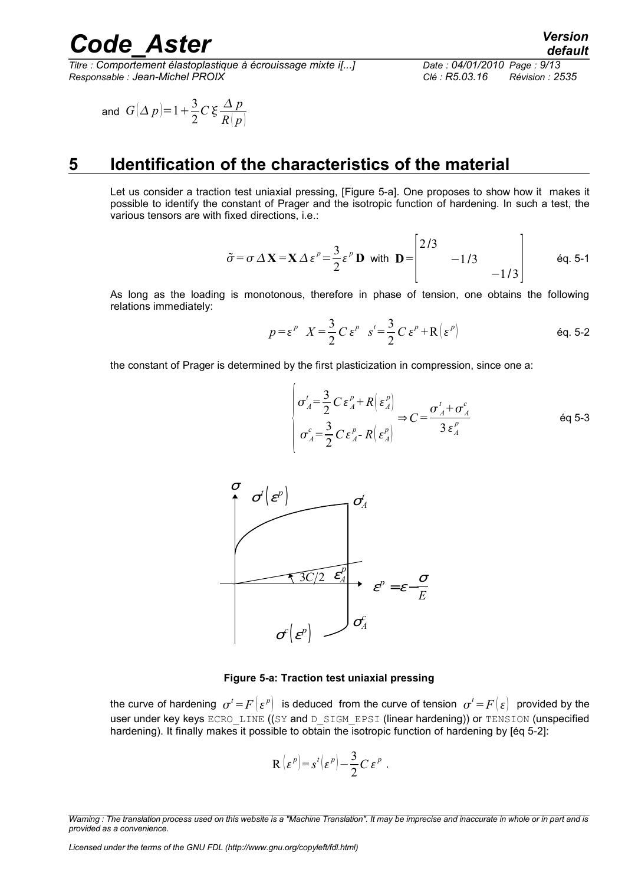and $G(\Delta p)=1+\frac{3}{2}C\,\xi\frac{\Delta p}{R(p)}$

# 5 Identification of the characteristics of the material

Let us consider a traction test uniaxial pressing, [Figure 5-a]. One proposes to show how it makes it possible to identify the constant of Prager and the isotropic function of hardening. In such a test, the various tensors are with fixed directions, i.e.:

$$\tilde{\sigma}=\sigma\,\Delta\mathbf{X}=\mathbf{X}\,\Delta\varepsilon^{p}=\frac{3}{2}\varepsilon^{p}\,\mathbf{D}\quad\text{with}\quad\mathbf{D}=\begin{bmatrix}2/3 & & \\ & -1/3 & \\ & & -1/3\end{bmatrix}\qquad\text{éq. 5-1}$$

As long as the loading is monotonous, therefore in phase of tension, one obtains the following relations immediately:

$$p=\varepsilon^{p}\quad X=\frac{3}{2}C\,\varepsilon^{p}\quad s^{t}=\frac{3}{2}C\,\varepsilon^{p}+\mathrm{R}\left(\varepsilon^{p}\right)\qquad\text{éq. 5-2}$$

the constant of Prager is determined by the first plasticization in compression, since one a:

$$\begin{cases}\sigma_{A}^{t}=\frac{3}{2}C\,\varepsilon_{A}^{p}+R\left(\varepsilon_{A}^{p}\right)\\ \sigma_{A}^{c}=\frac{3}{2}C\,\varepsilon_{A}^{p}-R\left(\varepsilon_{A}^{p}\right)\end{cases}\Rightarrow C=\frac{\sigma_{A}^{t}+\sigma_{A}^{c}}{3\,\varepsilon_{A}^{p}}\qquad\text{éq 5-3}$$

**Figure 5-a: Traction test uniaxial pressing**

the curve of hardening $\sigma^{t}=F\left(\varepsilon^{p}\right)$ is deduced from the curve of tension $\sigma^{t}=F\left(\varepsilon\right)$ provided by the user under key keys ECRO_LINE ((SY and D_SIGM_EPSI (linear hardening)) or TENSION (unspecified hardening). It finally makes it possible to obtain the isotropic function of hardening by [éq 5-2]:

$$\mathrm{R}\left(\varepsilon^{p}\right)=s^{t}\left(\varepsilon^{p}\right)-\frac{3}{2}C\,\varepsilon^{p}\ .$$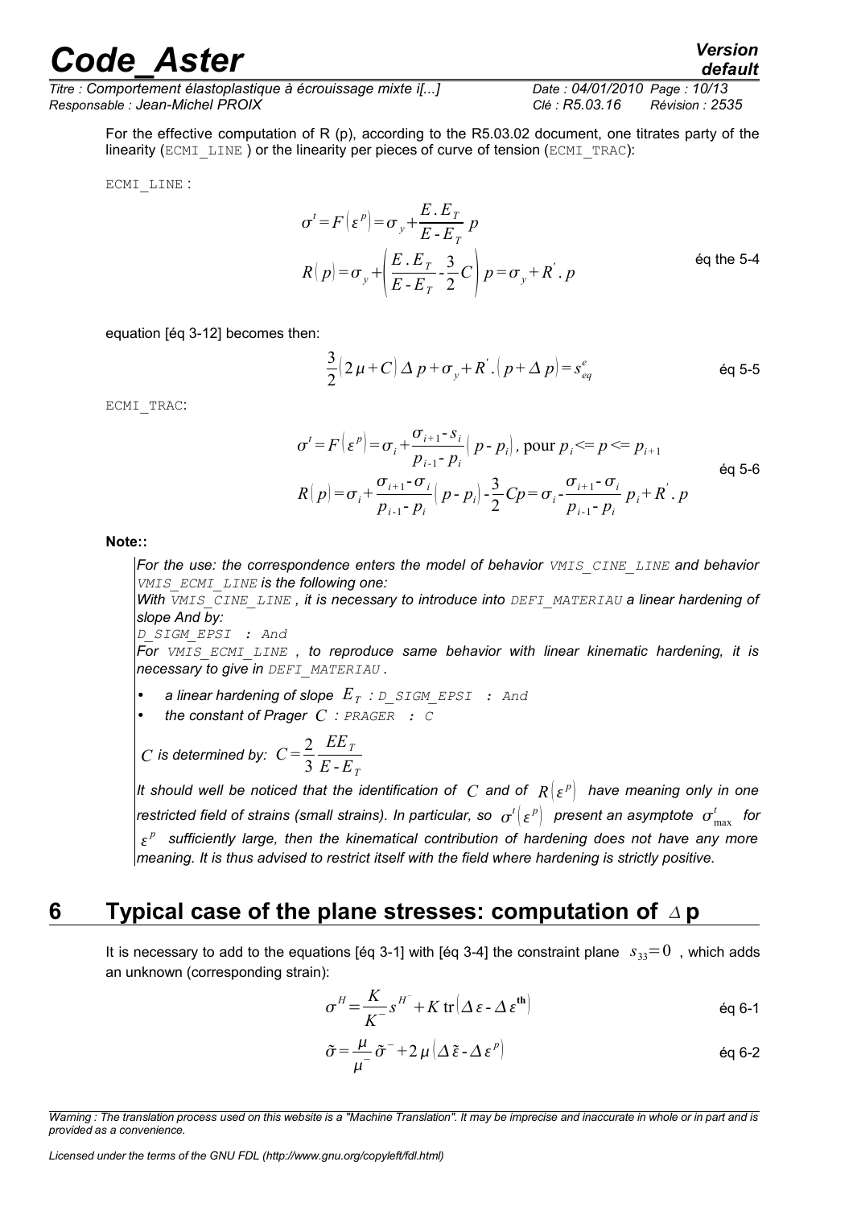For the effective computation of R (p), according to the R5.03.02 document, one titrates party of the linearity (ECMI_LINE ) or the linearity per pieces of curve of tension (ECMI_TRAC):

ECMI_LINE :

$$\sigma^t = F\left(\varepsilon^p\right) = \sigma_y + \frac{E.E_T}{E - E_T}\, p$$
$$R\left(p\right) = \sigma_y + \left(\frac{E.E_T}{E - E_T} - \frac{3}{2}C\right) p = \sigma_y + R^{'}.\, p \qquad \text{éq the 5-4}$$

equation [éq 3-12] becomes then:

$$\frac{3}{2}\left(2\mu + C\right)\Delta p + \sigma_y + R^{'}.\left(p + \Delta p\right) = s_{eq}^{e} \qquad \text{éq 5-5}$$

ECMI_TRAC:

$$\sigma^t = F\left(\varepsilon^p\right) = \sigma_i + \frac{\sigma_{i+1} - s_i}{p_{i-1} - p_i}\left(p - p_i\right),\ \text{pour } p_i <= p <= p_{i+1}$$
$$R\left(p\right) = \sigma_i + \frac{\sigma_{i+1} - \sigma_i}{p_{i-1} - p_i}\left(p - p_i\right) - \frac{3}{2}Cp = \sigma_i - \frac{\sigma_{i+1} - \sigma_i}{p_{i-1} - p_i}\, p_i + R^{'}.\, p \qquad \text{éq 5-6}$$

**Note::**

*For the use: the correspondence enters the model of behavior VMIS_CINE_LINE and behavior VMIS_ECMI_LINE is the following one:*

*With VMIS_CINE_LINE , it is necessary to introduce into DEFI_MATERIAU a linear hardening of slope And by:*

*D_SIGM_EPSI : And*

*For VMIS_ECMI_LINE , to reproduce same behavior with linear kinematic hardening, it is necessary to give in DEFI_MATERIAU .*

- *a linear hardening of slope $E_T$ : D_SIGM_EPSI : And*
- *the constant of Prager $C$ : PRAGER : C*

*$C$ is determined by:* $C = \dfrac{2}{3}\dfrac{EE_T}{E - E_T}$

*It should well be noticed that the identification of $C$ and of $R\left(\varepsilon^p\right)$ have meaning only in one restricted field of strains (small strains). In particular, so $\sigma^t\left(\varepsilon^p\right)$ present an asymptote $\sigma^t_{\max}$ for $\varepsilon^p$ sufficiently large, then the kinematical contribution of hardening does not have any more meaning. It is thus advised to restrict itself with the field where hardening is strictly positive.*

# 6 Typical case of the plane stresses: computation of $\Delta$ p

It is necessary to add to the equations [éq 3-1] with [éq 3-4] the constraint plane $s_{33} = 0$ , which adds an unknown (corresponding strain):

$$\sigma^H = \frac{K}{K^-} s^{H^-} + K\, \text{tr}\left(\Delta\varepsilon - \Delta\varepsilon^{\mathbf{th}}\right) \qquad \text{éq 6-1}$$

$$\tilde{\sigma} = \frac{\mu}{\mu^-}\tilde{\sigma}^- + 2\mu\left(\Delta\tilde{\varepsilon} - \Delta\varepsilon^p\right) \qquad \text{éq 6-2}$$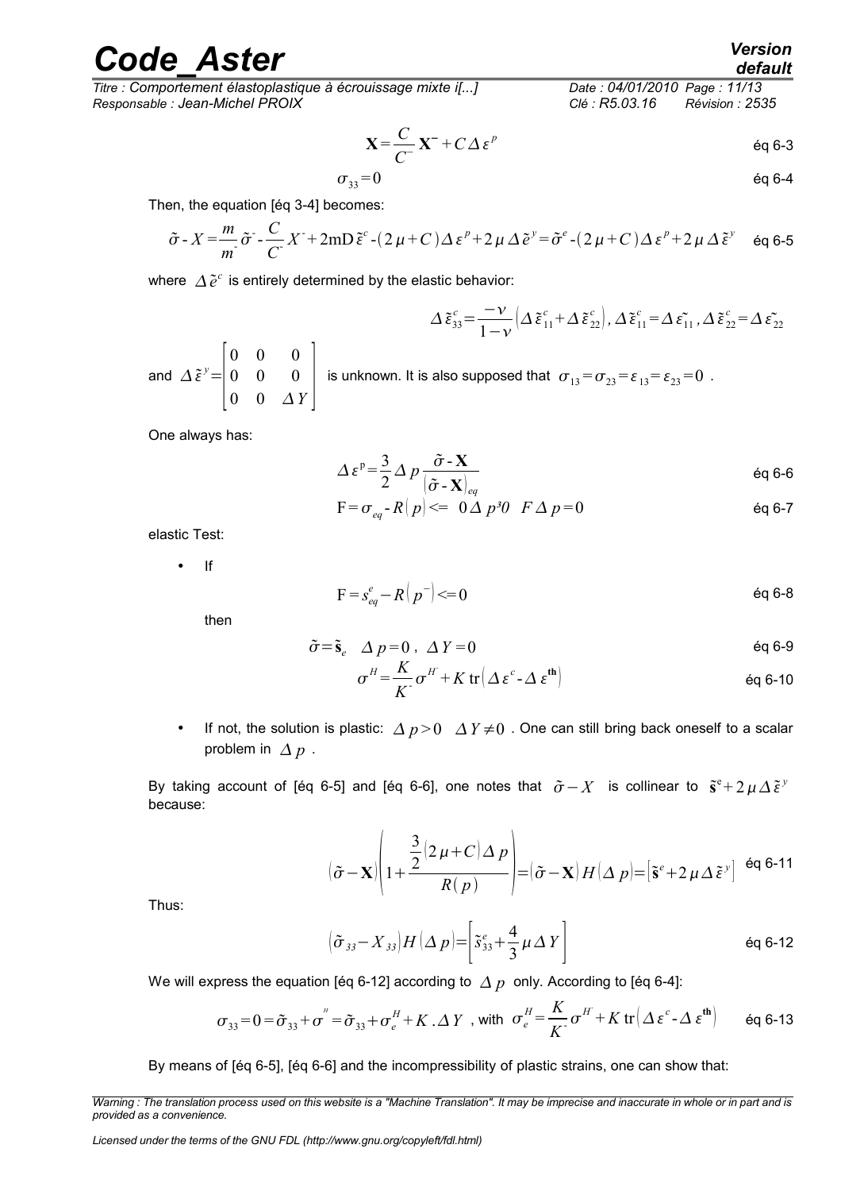$$\mathbf{X}=\frac{C}{C^{-}}\mathbf{X}^{-}+C\,\Delta\,\varepsilon^{p} \qquad \text{éq 6-3}$$

$$\sigma_{33}=0 \qquad \text{éq 6-4}$$

Then, the equation [éq 3-4] becomes:

$$\tilde{\sigma}\text{-}X=\frac{m}{m^{\text{-}}}\tilde{\sigma}^{\text{-}}\text{-}\frac{C}{C^{\text{-}}}X^{\text{-}}+2\text{mD}\,\tilde{\varepsilon}^{c}\text{-}(2\mu+C)\Delta\varepsilon^{p}+2\mu\,\Delta\,\tilde{e}^{y}=\tilde{\sigma}^{e}\text{-}(2\mu+C)\Delta\varepsilon^{p}+2\mu\,\Delta\,\tilde{\varepsilon}^{y} \qquad \text{éq 6-5}$$

where $\Delta\tilde{e}^{c}$ is entirely determined by the elastic behavior:

$$\Delta\,\tilde{\varepsilon}_{33}^{c}=\frac{-\nu}{1-\nu}\left(\Delta\,\tilde{\varepsilon}_{11}^{c}+\Delta\,\tilde{\varepsilon}_{22}^{c}\right),\ \Delta\,\tilde{\varepsilon}_{11}^{c}=\Delta\,\varepsilon_{11}^{\sim},\ \Delta\,\tilde{\varepsilon}_{22}^{c}=\Delta\,\varepsilon_{22}^{\sim}$$

and $\Delta\,\tilde{\varepsilon}^{y}=\begin{bmatrix}0&0&0\\0&0&0\\0&0&\Delta Y\end{bmatrix}$ is unknown. It is also supposed that $\sigma_{13}=\sigma_{23}=\varepsilon_{13}=\varepsilon_{23}=0$ .

One always has:

$$\Delta\,\varepsilon^{\text{p}}=\frac{3}{2}\Delta\,p\frac{\tilde{\sigma}\text{-}\mathbf{X}}{(\tilde{\sigma}\text{-}\mathbf{X})_{eq}} \qquad \text{éq 6-6}$$

$$\text{F}=\sigma_{eq}\text{-}R(p)<=\ 0\,\Delta\,p^{3}0\quad F\,\Delta\,p=0 \qquad \text{éq 6-7}$$

elastic Test:

- If

$$\text{F}=s_{eq}^{e}-R\left(p^{-}\right)<=0 \qquad \text{éq 6-8}$$

then

$$\tilde{\sigma}=\tilde{\mathbf{s}}_{e}\quad\Delta\,p=0\,,\ \Delta\,Y=0 \qquad \text{éq 6-9}$$

$$\sigma^{H}=\frac{K}{K^{\text{-}}}\sigma^{H^{\text{-}}}+K\,\text{tr}\left(\Delta\,\varepsilon^{c}\text{-}\Delta\,\varepsilon^{\text{th}}\right) \qquad \text{éq 6-10}$$

- If not, the solution is plastic: $\Delta\,p>0\quad\Delta\,Y\neq0$ . One can still bring back oneself to a scalar problem in $\Delta\,p$ .

By taking account of [éq 6-5] and [éq 6-6], one notes that $\tilde{\sigma}-X$ is collinear to $\tilde{\mathbf{s}}^{e}+2\mu\,\Delta\,\tilde{\varepsilon}^{y}$ because:

$$(\tilde{\sigma}-\mathbf{X})\left(1+\frac{\frac{3}{2}(2\mu+C)\Delta\,p}{R(p)}\right)=(\tilde{\sigma}-\mathbf{X})H(\Delta\,p)=\left[\tilde{\mathbf{s}}^{e}+2\mu\,\Delta\,\tilde{\varepsilon}^{y}\right] \qquad \text{éq 6-11}$$

Thus:

$$\left(\tilde{\sigma}_{33}-X_{33}\right)H(\Delta\,p)=\left[\tilde{s}_{33}^{e}+\frac{4}{3}\mu\,\Delta\,Y\right] \qquad \text{éq 6-12}$$

We will express the equation [éq 6-12] according to $\Delta\,p$ only. According to [éq 6-4]:

$$\sigma_{33}=0=\tilde{\sigma}_{33}+\sigma^{H}=\tilde{\sigma}_{33}+\sigma_{e}^{H}+K\,.\,\Delta\,Y\ \text{, with}\ \sigma_{e}^{H}=\frac{K}{K^{\text{-}}}\sigma^{H^{\text{-}}}+K\,\text{tr}\left(\Delta\,\varepsilon^{c}\text{-}\Delta\,\varepsilon^{\text{th}}\right) \qquad \text{éq 6-13}$$

By means of [éq 6-5], [éq 6-6] and the incompressibility of plastic strains, one can show that: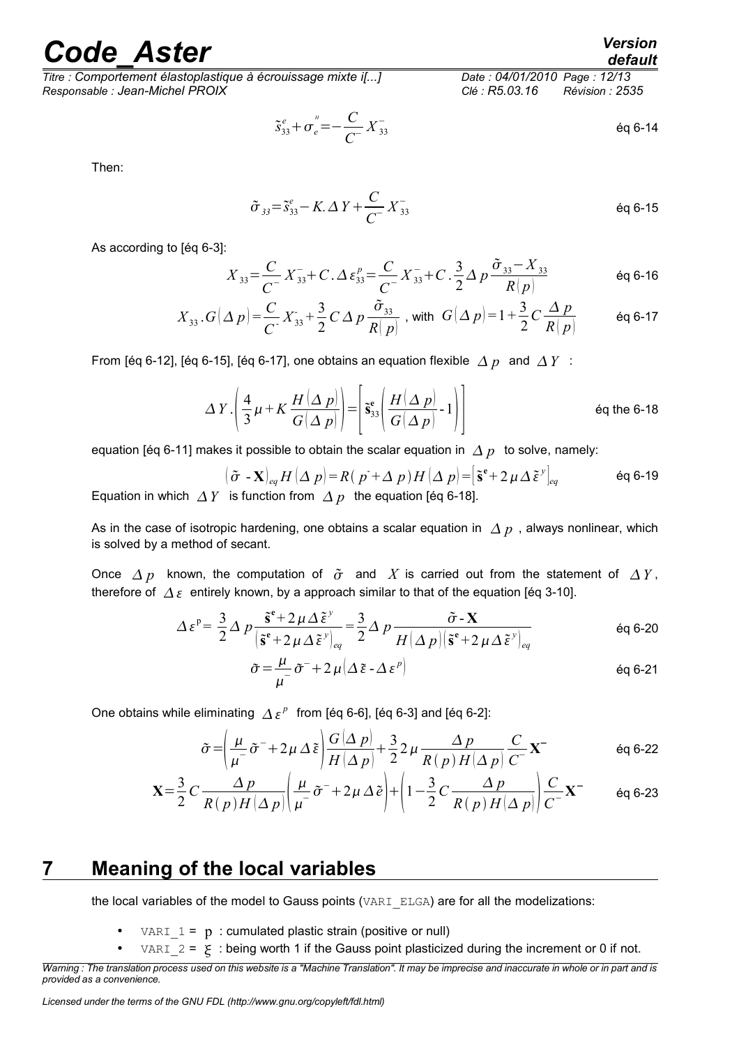$$\tilde{s}^e_{33} + \sigma^{''}_e = -\frac{C}{C^-} X^-_{33} \quad \text{éq 6-14}$$

Then:

$$\tilde{\sigma}_{33} = \tilde{s}^e_{33} - K.\Delta Y + \frac{C}{C^-} X^-_{33} \quad \text{éq 6-15}$$

As according to [éq 6-3]:

$$X_{33} = \frac{C}{C^-} X^-_{33} + C.\Delta\varepsilon^p_{33} = \frac{C}{C^-} X^-_{33} + C.\frac{3}{2}\Delta p \frac{\tilde{\sigma}_{33} - X_{33}}{R(p)} \quad \text{éq 6-16}$$

$$X_{33}.G(\Delta p) = \frac{C}{C^-} X^-_{33} + \frac{3}{2} C \Delta p \frac{\tilde{\sigma}_{33}}{R(p)} \text{, with } G(\Delta p) = 1 + \frac{3}{2} C \frac{\Delta p}{R(p)} \quad \text{éq 6-17}$$

From [éq 6-12], [éq 6-15], [éq 6-17], one obtains an equation flexible $\Delta p$ and $\Delta Y$ :

$$\Delta Y.\left(\frac{4}{3}\mu + K\frac{H(\Delta p)}{G(\Delta p)}\right) = \left[\tilde{\mathbf{s}}^{\mathbf{e}}_{33}\left(\frac{H(\Delta p)}{G(\Delta p)} - 1\right)\right] \quad \text{éq the 6-18}$$

equation [éq 6-11] makes it possible to obtain the scalar equation in $\Delta p$ to solve, namely:

$$(\tilde{\sigma} - \mathbf{X})_{eq} H(\Delta p) = R(p^- + \Delta p) H(\Delta p) = \left[\tilde{\mathbf{s}}^{\mathbf{e}} + 2\mu\Delta\tilde{\varepsilon}^y\right]_{eq} \quad \text{éq 6-19}$$

Equation in which $\Delta Y$ is function from $\Delta p$ the equation [éq 6-18].

As in the case of isotropic hardening, one obtains a scalar equation in $\Delta p$ , always nonlinear, which is solved by a method of secant.

Once $\Delta p$ known, the computation of $\tilde{\sigma}$ and $X$ is carried out from the statement of $\Delta Y$, therefore of $\Delta\varepsilon$ entirely known, by a approach similar to that of the equation [éq 3-10].

$$\Delta\varepsilon^p = \frac{3}{2}\Delta p \frac{\tilde{\mathbf{s}}^{\mathbf{e}} + 2\mu\Delta\tilde{\varepsilon}^y}{\left(\tilde{\mathbf{s}}^{\mathbf{e}} + 2\mu\Delta\tilde{\varepsilon}^y\right)_{eq}} = \frac{3}{2}\Delta p \frac{\tilde{\sigma} - \mathbf{X}}{H(\Delta p)\left(\tilde{\mathbf{s}}^{\mathbf{e}} + 2\mu\Delta\tilde{\varepsilon}^y\right)_{eq}} \quad \text{éq 6-20}$$

$$\tilde{\sigma} = \frac{\mu}{\mu^-}\tilde{\sigma}^- + 2\mu(\Delta\tilde{\varepsilon} - \Delta\varepsilon^p) \quad \text{éq 6-21}$$

One obtains while eliminating $\Delta\varepsilon^p$ from [éq 6-6], [éq 6-3] and [éq 6-2]:

$$\tilde{\sigma} = \left(\frac{\mu}{\mu^-}\tilde{\sigma}^- + 2\mu\Delta\tilde{\varepsilon}\right)\frac{G(\Delta p)}{H(\Delta p)} + \frac{3}{2}2\mu\frac{\Delta p}{R(p)H(\Delta p)}\frac{C}{C^-}\mathbf{X}^- \quad \text{éq 6-22}$$

$$\mathbf{X} = \frac{3}{2}C\frac{\Delta p}{R(p)H(\Delta p)}\left(\frac{\mu}{\mu^-}\tilde{\sigma}^- + 2\mu\Delta\tilde{e}\right) + \left(1 - \frac{3}{2}C\frac{\Delta p}{R(p)H(\Delta p)}\right)\frac{C}{C^-}\mathbf{X}^- \quad \text{éq 6-23}$$

# 7 Meaning of the local variables

the local variables of the model to Gauss points (VARI_ELGA) are for all the modelizations:

- VARI_1 = $p$ : cumulated plastic strain (positive or null)
- VARI_2 = $\xi$ : being worth 1 if the Gauss point plasticized during the increment or 0 if not.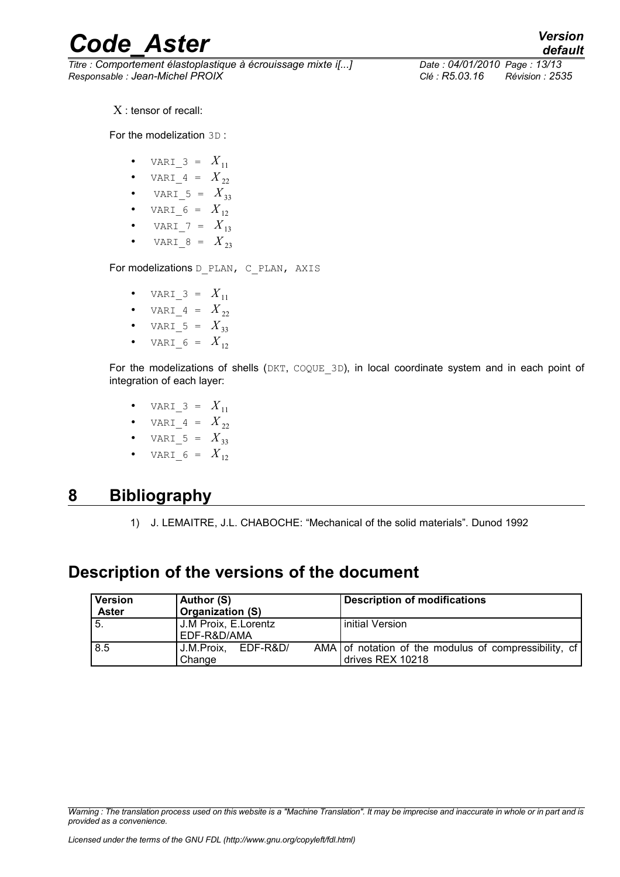$X$ : tensor of recall:

For the modelization 3D :

- VARI_3 = $X_{11}$
- VARI_4 = $X_{22}$
- VARI_5 = $X_{33}$
- VARI_6 = $X_{12}$
- VARI_7 = $X_{13}$
- VARI_8 = $X_{23}$

For modelizations D_PLAN, C_PLAN, AXIS

- VARI_3 = $X_{11}$
- VARI_4 = $X_{22}$
- VARI_5 = $X_{33}$
- VARI_6 = $X_{12}$

For the modelizations of shells (DKT, COQUE_3D), in local coordinate system and in each point of integration of each layer:

- VARI_3 = $X_{11}$
- VARI_4 = $X_{22}$
- VARI_5 = $X_{33}$
- VARI_6 = $X_{12}$

# 8 Bibliography

1) J. LEMAITRE, J.L. CHABOCHE: "Mechanical of the solid materials". Dunod 1992

# Description of the versions of the document

| Version Aster | Author (S) Organization (S) | Description of modifications |
| --- | --- | --- |
| 5. | J.M Proix, E.Lorentz EDF-R&D/AMA | initial Version |
| 8.5 | J.M.Proix, EDF-R&D/AMA Change | of notation of the modulus of compressibility, cf drives REX 10218 |